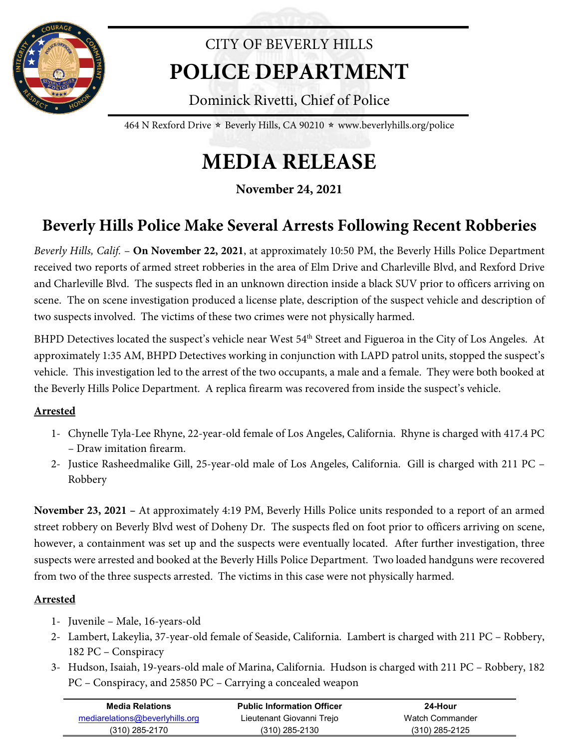# CITY OF BEVERLY HILLS
# POLICE DEPARTMENT

Dominick Rivetti, Chief of Police

464 N Rexford Drive ⋆ Beverly Hills, CA 90210 ⋆ www.beverlyhills.org/police

# MEDIA RELEASE

**November 24, 2021**

## Beverly Hills Police Make Several Arrests Following Recent Robberies

*Beverly Hills, Calif.* – **On November 22, 2021**, at approximately 10:50 PM, the Beverly Hills Police Department received two reports of armed street robberies in the area of Elm Drive and Charleville Blvd, and Rexford Drive and Charleville Blvd. The suspects fled in an unknown direction inside a black SUV prior to officers arriving on scene. The on scene investigation produced a license plate, description of the suspect vehicle and description of two suspects involved. The victims of these two crimes were not physically harmed.

BHPD Detectives located the suspect's vehicle near West 54th Street and Figueroa in the City of Los Angeles. At approximately 1:35 AM, BHPD Detectives working in conjunction with LAPD patrol units, stopped the suspect's vehicle. This investigation led to the arrest of the two occupants, a male and a female. They were both booked at the Beverly Hills Police Department. A replica firearm was recovered from inside the suspect's vehicle.

**Arrested**

1- Chynelle Tyla-Lee Rhyne, 22-year-old female of Los Angeles, California. Rhyne is charged with 417.4 PC – Draw imitation firearm.
2- Justice Rasheedmalike Gill, 25-year-old male of Los Angeles, California. Gill is charged with 211 PC – Robbery

**November 23, 2021** – At approximately 4:19 PM, Beverly Hills Police units responded to a report of an armed street robbery on Beverly Blvd west of Doheny Dr. The suspects fled on foot prior to officers arriving on scene, however, a containment was set up and the suspects were eventually located. After further investigation, three suspects were arrested and booked at the Beverly Hills Police Department. Two loaded handguns were recovered from two of the three suspects arrested. The victims in this case were not physically harmed.

**Arrested**

1- Juvenile – Male, 16-years-old
2- Lambert, Lakeylia, 37-year-old female of Seaside, California. Lambert is charged with 211 PC – Robbery, 182 PC – Conspiracy
3- Hudson, Isaiah, 19-years-old male of Marina, California. Hudson is charged with 211 PC – Robbery, 182 PC – Conspiracy, and 25850 PC – Carrying a concealed weapon

| Media Relations | Public Information Officer | 24-Hour |
|---|---|---|
| mediarelations@beverlyhills.org | Lieutenant Giovanni Trejo | Watch Commander |
| (310) 285-2170 | (310) 285-2130 | (310) 285-2125 |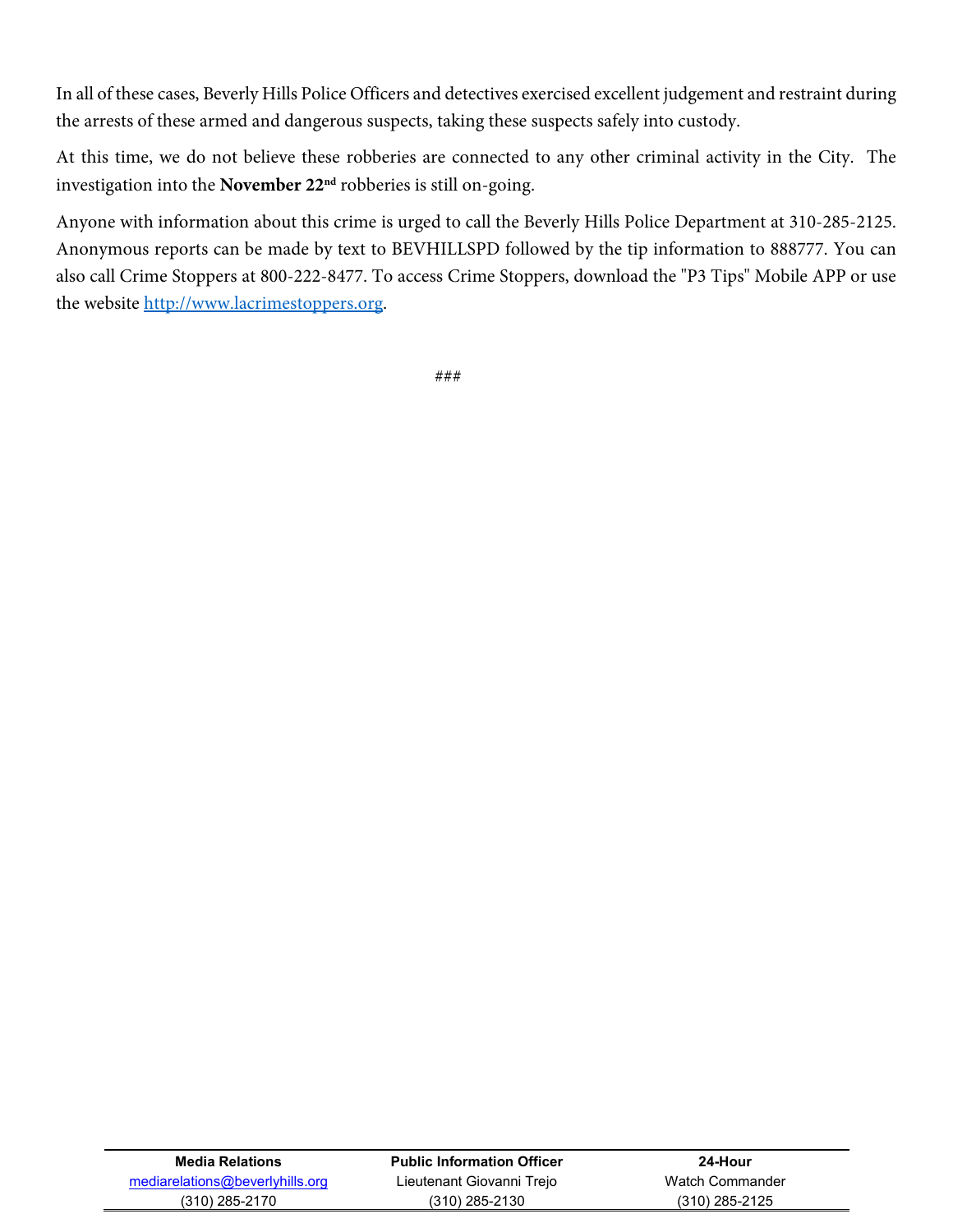In all of these cases, Beverly Hills Police Officers and detectives exercised excellent judgement and restraint during the arrests of these armed and dangerous suspects, taking these suspects safely into custody.

At this time, we do not believe these robberies are connected to any other criminal activity in the City. The investigation into the **November 22nd** robberies is still on-going.

Anyone with information about this crime is urged to call the Beverly Hills Police Department at 310-285-2125. Anonymous reports can be made by text to BEVHILLSPD followed by the tip information to 888777. You can also call Crime Stoppers at 800-222-8477. To access Crime Stoppers, download the "P3 Tips" Mobile APP or use the website [http://www.lacrimestoppers.org](http://www.lacrimestoppers.org).

###

| Media Relations | Public Information Officer | 24-Hour |
|---|---|---|
| mediarelations@beverlyhills.org | Lieutenant Giovanni Trejo | Watch Commander |
| (310) 285-2170 | (310) 285-2130 | (310) 285-2125 |